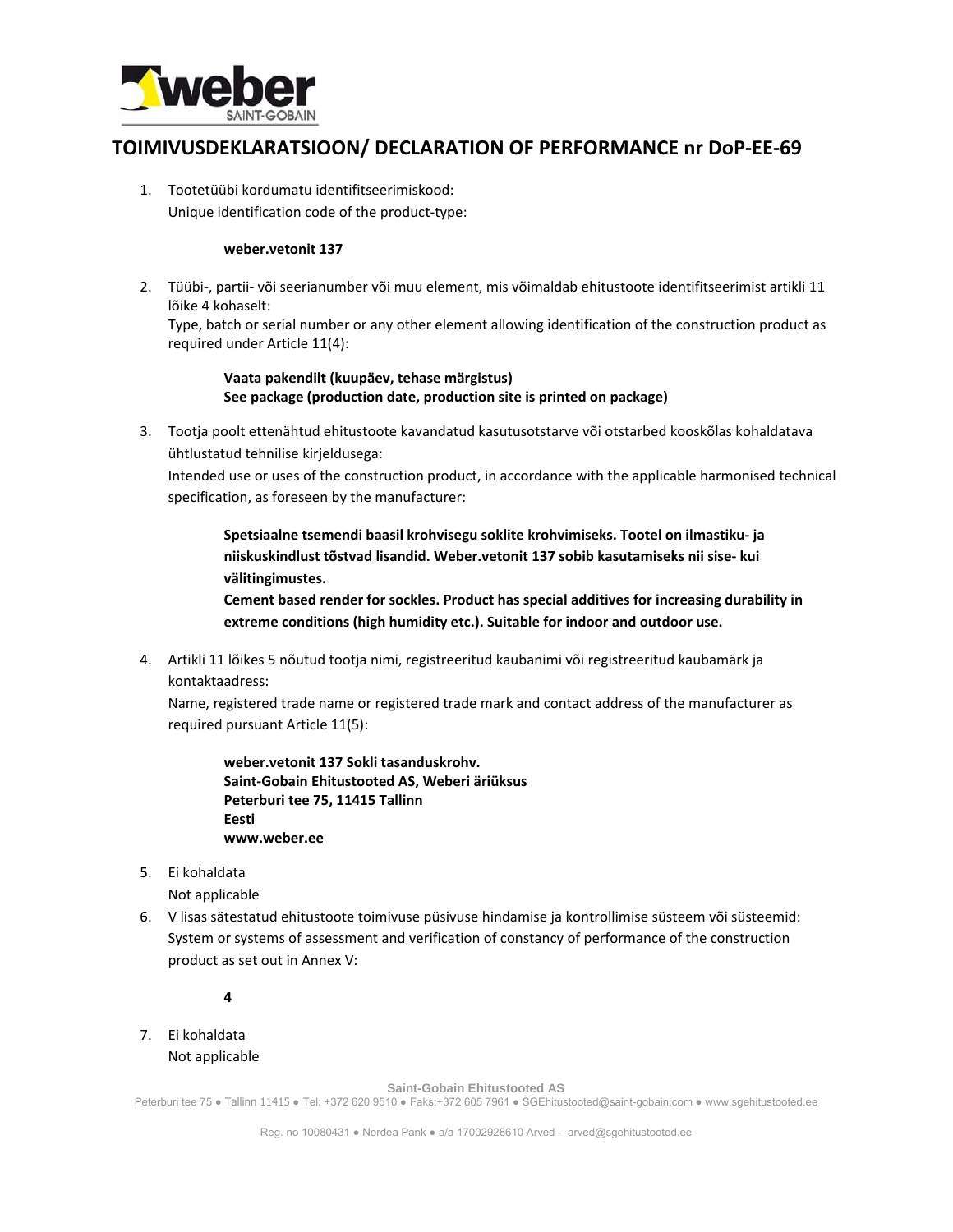# TOIMIVUSDEKLARATSIOON/ DECLARATION OF PERFORMANCE nr DoP-EE-69

1. Tootetüübi kordumatu identifitseerimiskood:
   Unique identification code of the product-type:

   **weber.vetonit 137**

2. Tüübi-, partii- või seerianumber või muu element, mis võimaldab ehitustoote identifitseerimist artikli 11 lõike 4 kohaselt:
   Type, batch or serial number or any other element allowing identification of the construction product as required under Article 11(4):

   **Vaata pakendilt (kuupäev, tehase märgistus)**
   **See package (production date, production site is printed on package)**

3. Tootja poolt ettenähtud ehitustoote kavandatud kasutusotstarve või otstarbed kooskõlas kohaldatava ühtlustatud tehnilise kirjeldusega:
   Intended use or uses of the construction product, in accordance with the applicable harmonised technical specification, as foreseen by the manufacturer:

   **Spetsiaalne tsemendi baasil krohvisegu soklite krohvimiseks. Tootel on ilmastiku- ja niiskuskindlust tõstvad lisandid. Weber.vetonit 137 sobib kasutamiseks nii sise- kui välitingimustes.**
   **Cement based render for sockles. Product has special additives for increasing durability in extreme conditions (high humidity etc.). Suitable for indoor and outdoor use.**

4. Artikli 11 lõikes 5 nõutud tootja nimi, registreeritud kaubanimi või registreeritud kaubamärk ja kontaktaadress:
   Name, registered trade name or registered trade mark and contact address of the manufacturer as required pursuant Article 11(5):

   **weber.vetonit 137 Sokli tasanduskrohv.**
   **Saint-Gobain Ehitustooted AS, Weberi äriüksus**
   **Peterburi tee 75, 11415 Tallinn**
   **Eesti**
   **www.weber.ee**

5. Ei kohaldata
   Not applicable

6. V lisas sätestatud ehitustoote toimivuse püsivuse hindamise ja kontrollimise süsteem või süsteemid:
   System or systems of assessment and verification of constancy of performance of the construction product as set out in Annex V:

   **4**

7. Ei kohaldata
   Not applicable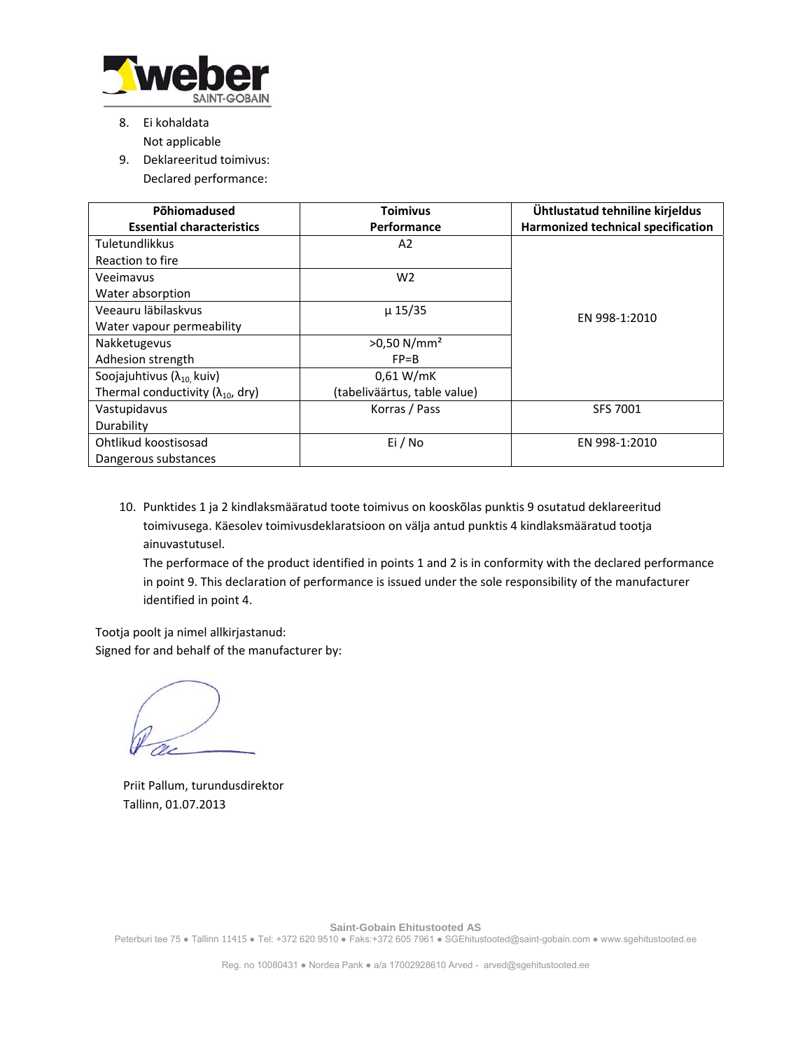8. Ei kohaldata
   Not applicable
9. Deklareeritud toimivus:
   Declared performance:

| **Põhiomadused**<br>**Essential characteristics** | **Toimivus**<br>**Performance** | **Ühtlustatud tehniline kirjeldus**<br>**Harmonized technical specification** |
|---|---|---|
| Tuletundlikkus<br>Reaction to fire | A2 | EN 998-1:2010 |
| Veeimavus<br>Water absorption | W2 | |
| Veeauru läbilaskvus<br>Water vapour permeability | µ 15/35 | |
| Nakketugevus<br>Adhesion strength | >0,50 N/mm²<br>FP=B | |
| Soojajuhtivus ($\lambda_{10,}$ kuiv)<br>Thermal conductivity ($\lambda_{10}$, dry) | 0,61 W/mK<br>(tabeliväärtus, table value) | |
| Vastupidavus<br>Durability | Korras / Pass | SFS 7001 |
| Ohtlikud koostisosad<br>Dangerous substances | Ei / No | EN 998-1:2010 |

10. Punktides 1 ja 2 kindlaksmääratud toote toimivus on kooskõlas punktis 9 osutatud deklareeritud toimivusega. Käesolev toimivusdeklaratsioon on välja antud punktis 4 kindlaksmääratud tootja ainuvastutusel.
    The performace of the product identified in points 1 and 2 is in conformity with the declared performance in point 9. This declaration of performance is issued under the sole responsibility of the manufacturer identified in point 4.

Tootja poolt ja nimel allkirjastanud:
Signed for and behalf of the manufacturer by:

Priit Pallum, turundusdirektor
Tallinn, 01.07.2013

Saint-Gobain Ehitustooted AS
Peterburi tee 75 ● Tallinn 11415 ● Tel: +372 620 9510 ● Faks:+372 605 7961 ● SGEhitustooted@saint-gobain.com ● www.sgehitustooted.ee

Reg. no 10080431 ● Nordea Pank ● a/a 17002928610 Arved - arved@sgehitustooted.ee